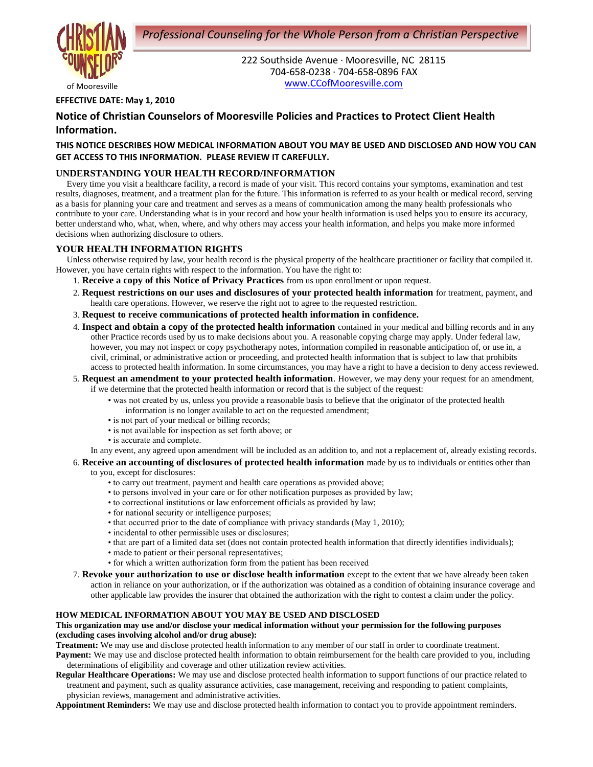*Professional Counseling for the Whole Person from a Christian Perspective*

CHRISTIAN COUNSELORS of Mooresville

222 Southside Avenue · Mooresville, NC 28115
704-658-0238 · 704-658-0896 FAX
www.CCofMooresville.com

**EFFECTIVE DATE: May 1, 2010**

## Notice of Christian Counselors of Mooresville Policies and Practices to Protect Client Health Information.

**THIS NOTICE DESCRIBES HOW MEDICAL INFORMATION ABOUT YOU MAY BE USED AND DISCLOSED AND HOW YOU CAN GET ACCESS TO THIS INFORMATION. PLEASE REVIEW IT CAREFULLY.**

### UNDERSTANDING YOUR HEALTH RECORD/INFORMATION

Every time you visit a healthcare facility, a record is made of your visit. This record contains your symptoms, examination and test results, diagnoses, treatment, and a treatment plan for the future. This information is referred to as your health or medical record, serving as a basis for planning your care and treatment and serves as a means of communication among the many health professionals who contribute to your care. Understanding what is in your record and how your health information is used helps you to ensure its accuracy, better understand who, what, when, where, and why others may access your health information, and helps you make more informed decisions when authorizing disclosure to others.

### YOUR HEALTH INFORMATION RIGHTS

Unless otherwise required by law, your health record is the physical property of the healthcare practitioner or facility that compiled it. However, you have certain rights with respect to the information. You have the right to:

1. **Receive a copy of this Notice of Privacy Practices** from us upon enrollment or upon request.
2. **Request restrictions on our uses and disclosures of your protected health information** for treatment, payment, and health care operations. However, we reserve the right not to agree to the requested restriction.
3. **Request to receive communications of protected health information in confidence.**
4. **Inspect and obtain a copy of the protected health information** contained in your medical and billing records and in any other Practice records used by us to make decisions about you. A reasonable copying charge may apply. Under federal law, however, you may not inspect or copy psychotherapy notes, information compiled in reasonable anticipation of, or use in, a civil, criminal, or administrative action or proceeding, and protected health information that is subject to law that prohibits access to protected health information. In some circumstances, you may have a right to have a decision to deny access reviewed.
5. **Request an amendment to your protected health information**. However, we may deny your request for an amendment, if we determine that the protected health information or record that is the subject of the request:
   - was not created by us, unless you provide a reasonable basis to believe that the originator of the protected health information is no longer available to act on the requested amendment;
   - is not part of your medical or billing records;
   - is not available for inspection as set forth above; or
   - is accurate and complete.

   In any event, any agreed upon amendment will be included as an addition to, and not a replacement of, already existing records.
6. **Receive an accounting of disclosures of protected health information** made by us to individuals or entities other than to you, except for disclosures:
   - to carry out treatment, payment and health care operations as provided above;
   - to persons involved in your care or for other notification purposes as provided by law;
   - to correctional institutions or law enforcement officials as provided by law;
   - for national security or intelligence purposes;
   - that occurred prior to the date of compliance with privacy standards (May 1, 2010);
   - incidental to other permissible uses or disclosures;
   - that are part of a limited data set (does not contain protected health information that directly identifies individuals);
   - made to patient or their personal representatives;
   - for which a written authorization form from the patient has been received
7. **Revoke your authorization to use or disclose health information** except to the extent that we have already been taken action in reliance on your authorization, or if the authorization was obtained as a condition of obtaining insurance coverage and other applicable law provides the insurer that obtained the authorization with the right to contest a claim under the policy.

### HOW MEDICAL INFORMATION ABOUT YOU MAY BE USED AND DISCLOSED

**This organization may use and/or disclose your medical information without your permission for the following purposes (excluding cases involving alcohol and/or drug abuse):**

**Treatment:** We may use and disclose protected health information to any member of our staff in order to coordinate treatment.

**Payment:** We may use and disclose protected health information to obtain reimbursement for the health care provided to you, including determinations of eligibility and coverage and other utilization review activities.

**Regular Healthcare Operations:** We may use and disclose protected health information to support functions of our practice related to treatment and payment, such as quality assurance activities, case management, receiving and responding to patient complaints, physician reviews, management and administrative activities.

**Appointment Reminders:** We may use and disclose protected health information to contact you to provide appointment reminders.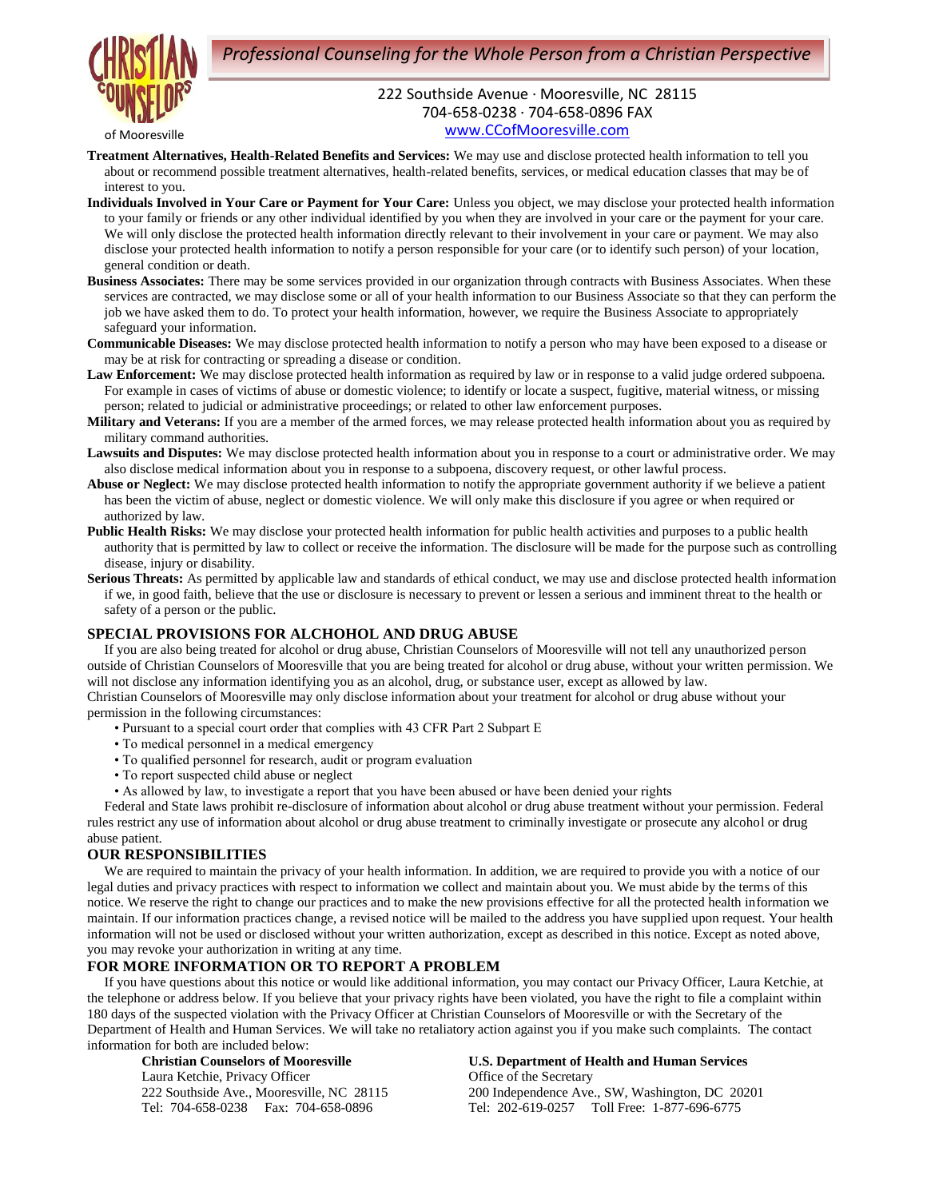**Treatment Alternatives, Health-Related Benefits and Services:** We may use and disclose protected health information to tell you about or recommend possible treatment alternatives, health-related benefits, services, or medical education classes that may be of interest to you.

**Individuals Involved in Your Care or Payment for Your Care:** Unless you object, we may disclose your protected health information to your family or friends or any other individual identified by you when they are involved in your care or the payment for your care. We will only disclose the protected health information directly relevant to their involvement in your care or payment. We may also disclose your protected health information to notify a person responsible for your care (or to identify such person) of your location, general condition or death.

**Business Associates:** There may be some services provided in our organization through contracts with Business Associates. When these services are contracted, we may disclose some or all of your health information to our Business Associate so that they can perform the job we have asked them to do. To protect your health information, however, we require the Business Associate to appropriately safeguard your information.

**Communicable Diseases:** We may disclose protected health information to notify a person who may have been exposed to a disease or may be at risk for contracting or spreading a disease or condition.

**Law Enforcement:** We may disclose protected health information as required by law or in response to a valid judge ordered subpoena. For example in cases of victims of abuse or domestic violence; to identify or locate a suspect, fugitive, material witness, or missing person; related to judicial or administrative proceedings; or related to other law enforcement purposes.

**Military and Veterans:** If you are a member of the armed forces, we may release protected health information about you as required by military command authorities.

**Lawsuits and Disputes:** We may disclose protected health information about you in response to a court or administrative order. We may also disclose medical information about you in response to a subpoena, discovery request, or other lawful process.

**Abuse or Neglect:** We may disclose protected health information to notify the appropriate government authority if we believe a patient has been the victim of abuse, neglect or domestic violence. We will only make this disclosure if you agree or when required or authorized by law.

**Public Health Risks:** We may disclose your protected health information for public health activities and purposes to a public health authority that is permitted by law to collect or receive the information. The disclosure will be made for the purpose such as controlling disease, injury or disability.

**Serious Threats:** As permitted by applicable law and standards of ethical conduct, we may use and disclose protected health information if we, in good faith, believe that the use or disclosure is necessary to prevent or lessen a serious and imminent threat to the health or safety of a person or the public.

## SPECIAL PROVISIONS FOR ALCHOHOL AND DRUG ABUSE

If you are also being treated for alcohol or drug abuse, Christian Counselors of Mooresville will not tell any unauthorized person outside of Christian Counselors of Mooresville that you are being treated for alcohol or drug abuse, without your written permission. We will not disclose any information identifying you as an alcohol, drug, or substance user, except as allowed by law.
Christian Counselors of Mooresville may only disclose information about your treatment for alcohol or drug abuse without your permission in the following circumstances:

- Pursuant to a special court order that complies with 43 CFR Part 2 Subpart E
- To medical personnel in a medical emergency
- To qualified personnel for research, audit or program evaluation
- To report suspected child abuse or neglect
- As allowed by law, to investigate a report that you have been abused or have been denied your rights

Federal and State laws prohibit re-disclosure of information about alcohol or drug abuse treatment without your permission. Federal rules restrict any use of information about alcohol or drug abuse treatment to criminally investigate or prosecute any alcohol or drug abuse patient.

## OUR RESPONSIBILITIES

We are required to maintain the privacy of your health information. In addition, we are required to provide you with a notice of our legal duties and privacy practices with respect to information we collect and maintain about you. We must abide by the terms of this notice. We reserve the right to change our practices and to make the new provisions effective for all the protected health information we maintain. If our information practices change, a revised notice will be mailed to the address you have supplied upon request. Your health information will not be used or disclosed without your written authorization, except as described in this notice. Except as noted above, you may revoke your authorization in writing at any time.

## FOR MORE INFORMATION OR TO REPORT A PROBLEM

If you have questions about this notice or would like additional information, you may contact our Privacy Officer, Laura Ketchie, at the telephone or address below. If you believe that your privacy rights have been violated, you have the right to file a complaint within 180 days of the suspected violation with the Privacy Officer at Christian Counselors of Mooresville or with the Secretary of the Department of Health and Human Services. We will take no retaliatory action against you if you make such complaints. The contact information for both are included below:

**Christian Counselors of Mooresville**
Laura Ketchie, Privacy Officer
222 Southside Ave., Mooresville, NC 28115
Tel: 704-658-0238 Fax: 704-658-0896

**U.S. Department of Health and Human Services**
Office of the Secretary
200 Independence Ave., SW, Washington, DC 20201
Tel: 202-619-0257 Toll Free: 1-877-696-6775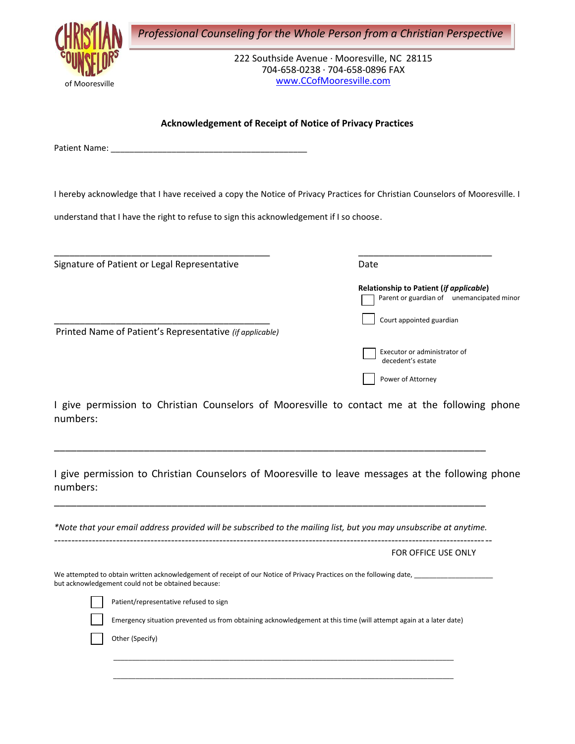CHRISTIAN COUNSELORS
of Mooresville

*Professional Counseling for the Whole Person from a Christian Perspective*

222 Southside Avenue · Mooresville, NC 28115
704-658-0238 · 704-658-0896 FAX
www.CCofMooresville.com

**Acknowledgement of Receipt of Notice of Privacy Practices**

Patient Name: ___________________________________________

I hereby acknowledge that I have received a copy the Notice of Privacy Practices for Christian Counselors of Mooresville. I understand that I have the right to refuse to sign this acknowledgement if I so choose.

_______________________________________________
Signature of Patient or Legal Representative

_____________________________
Date

_______________________________________________
Printed Name of Patient's Representative *(if applicable)*

**Relationship to Patient (*if applicable*)**

- ☐ Parent or guardian of unemancipated minor
- ☐ Court appointed guardian
- ☐ Executor or administrator of decedent's estate
- ☐ Power of Attorney

I give permission to Christian Counselors of Mooresville to contact me at the following phone numbers:

_____________________________________________________________________________________________

I give permission to Christian Counselors of Mooresville to leave messages at the following phone numbers:

_____________________________________________________________________________________________

*\*Note that your email address provided will be subscribed to the mailing list, but you may unsubscribe at anytime.*

---

FOR OFFICE USE ONLY

We attempted to obtain written acknowledgement of receipt of our Notice of Privacy Practices on the following date, ____________________ but acknowledgement could not be obtained because:

- ☐ Patient/representative refused to sign
- ☐ Emergency situation prevented us from obtaining acknowledgement at this time (will attempt again at a later date)
- ☐ Other (Specify)

_____________________________________________________________________________________________

_____________________________________________________________________________________________